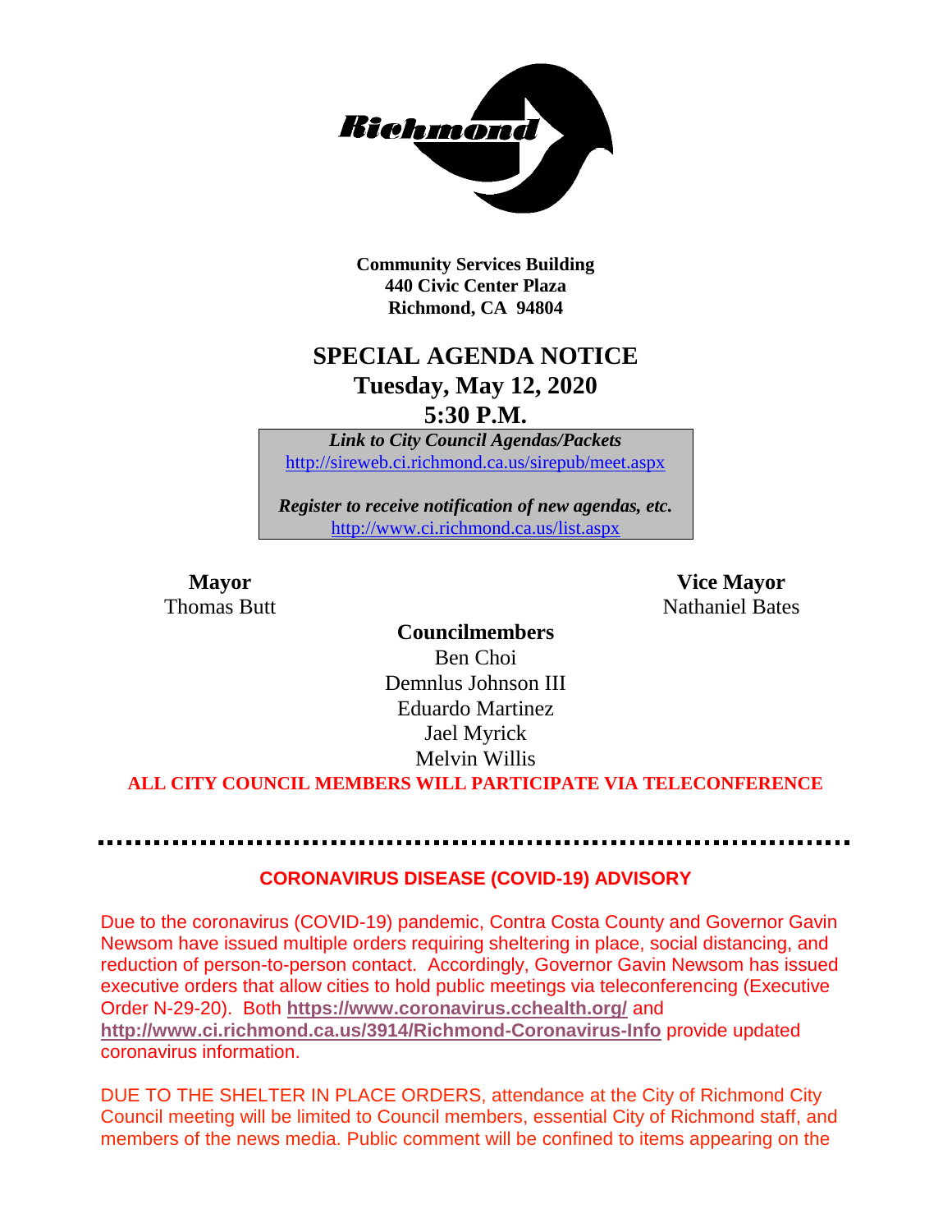Community Services Building
440 Civic Center Plaza
Richmond, CA 94804

# SPECIAL AGENDA NOTICE

## Tuesday, May 12, 2020

## 5:30 P.M.

*Link to City Council Agendas/Packets*
http://sireweb.ci.richmond.ca.us/sirepub/meet.aspx

*Register to receive notification of new agendas, etc.*
http://www.ci.richmond.ca.us/list.aspx

**Mayor**
Thomas Butt

**Vice Mayor**
Nathaniel Bates

**Councilmembers**
Ben Choi
Demnlus Johnson III
Eduardo Martinez
Jael Myrick
Melvin Willis

**ALL CITY COUNCIL MEMBERS WILL PARTICIPATE VIA TELECONFERENCE**

---

### CORONAVIRUS DISEASE (COVID-19) ADVISORY

Due to the coronavirus (COVID-19) pandemic, Contra Costa County and Governor Gavin Newsom have issued multiple orders requiring sheltering in place, social distancing, and reduction of person-to-person contact. Accordingly, Governor Gavin Newsom has issued executive orders that allow cities to hold public meetings via teleconferencing (Executive Order N-29-20). Both **https://www.coronavirus.cchealth.org/** and **http://www.ci.richmond.ca.us/3914/Richmond-Coronavirus-Info** provide updated coronavirus information.

DUE TO THE SHELTER IN PLACE ORDERS, attendance at the City of Richmond City Council meeting will be limited to Council members, essential City of Richmond staff, and members of the news media. Public comment will be confined to items appearing on the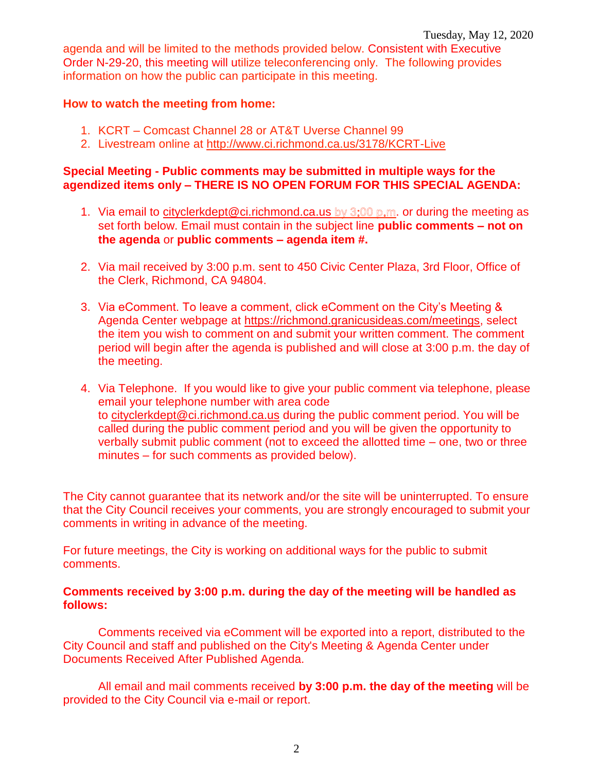agenda and will be limited to the methods provided below. Consistent with Executive Order N-29-20, this meeting will utilize teleconferencing only. The following provides information on how the public can participate in this meeting.

**How to watch the meeting from home:**

1. KCRT – Comcast Channel 28 or AT&T Uverse Channel 99
2. Livestream online at http://www.ci.richmond.ca.us/3178/KCRT-Live

**Special Meeting - Public comments may be submitted in multiple ways for the agendized items only – THERE IS NO OPEN FORUM FOR THIS SPECIAL AGENDA:**

1. Via email to cityclerkdept@ci.richmond.ca.us by 3:00 p.m. or during the meeting as set forth below. Email must contain in the subject line **public comments – not on the agenda** or **public comments – agenda item #.**

2. Via mail received by 3:00 p.m. sent to 450 Civic Center Plaza, 3rd Floor, Office of the Clerk, Richmond, CA 94804.

3. Via eComment. To leave a comment, click eComment on the City's Meeting & Agenda Center webpage at https://richmond.granicusideas.com/meetings, select the item you wish to comment on and submit your written comment. The comment period will begin after the agenda is published and will close at 3:00 p.m. the day of the meeting.

4. Via Telephone. If you would like to give your public comment via telephone, please email your telephone number with area code to cityclerkdept@ci.richmond.ca.us during the public comment period. You will be called during the public comment period and you will be given the opportunity to verbally submit public comment (not to exceed the allotted time – one, two or three minutes – for such comments as provided below).

The City cannot guarantee that its network and/or the site will be uninterrupted. To ensure that the City Council receives your comments, you are strongly encouraged to submit your comments in writing in advance of the meeting.

For future meetings, the City is working on additional ways for the public to submit comments.

**Comments received by 3:00 p.m. during the day of the meeting will be handled as follows:**

Comments received via eComment will be exported into a report, distributed to the City Council and staff and published on the City's Meeting & Agenda Center under Documents Received After Published Agenda.

All email and mail comments received **by 3:00 p.m. the day of the meeting** will be provided to the City Council via e-mail or report.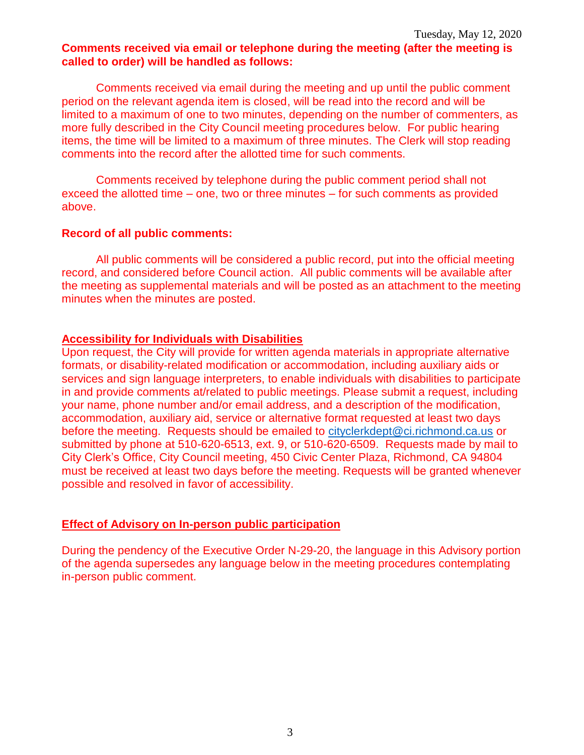**Comments received via email or telephone during the meeting (after the meeting is called to order) will be handled as follows:**

Comments received via email during the meeting and up until the public comment period on the relevant agenda item is closed, will be read into the record and will be limited to a maximum of one to two minutes, depending on the number of commenters, as more fully described in the City Council meeting procedures below. For public hearing items, the time will be limited to a maximum of three minutes. The Clerk will stop reading comments into the record after the allotted time for such comments.

Comments received by telephone during the public comment period shall not exceed the allotted time – one, two or three minutes – for such comments as provided above.

**Record of all public comments:**

All public comments will be considered a public record, put into the official meeting record, and considered before Council action. All public comments will be available after the meeting as supplemental materials and will be posted as an attachment to the meeting minutes when the minutes are posted.

**Accessibility for Individuals with Disabilities**

Upon request, the City will provide for written agenda materials in appropriate alternative formats, or disability-related modification or accommodation, including auxiliary aids or services and sign language interpreters, to enable individuals with disabilities to participate in and provide comments at/related to public meetings. Please submit a request, including your name, phone number and/or email address, and a description of the modification, accommodation, auxiliary aid, service or alternative format requested at least two days before the meeting. Requests should be emailed to cityclerkdept@ci.richmond.ca.us or submitted by phone at 510-620-6513, ext. 9, or 510-620-6509. Requests made by mail to City Clerk's Office, City Council meeting, 450 Civic Center Plaza, Richmond, CA 94804 must be received at least two days before the meeting. Requests will be granted whenever possible and resolved in favor of accessibility.

**Effect of Advisory on In-person public participation**

During the pendency of the Executive Order N-29-20, the language in this Advisory portion of the agenda supersedes any language below in the meeting procedures contemplating in-person public comment.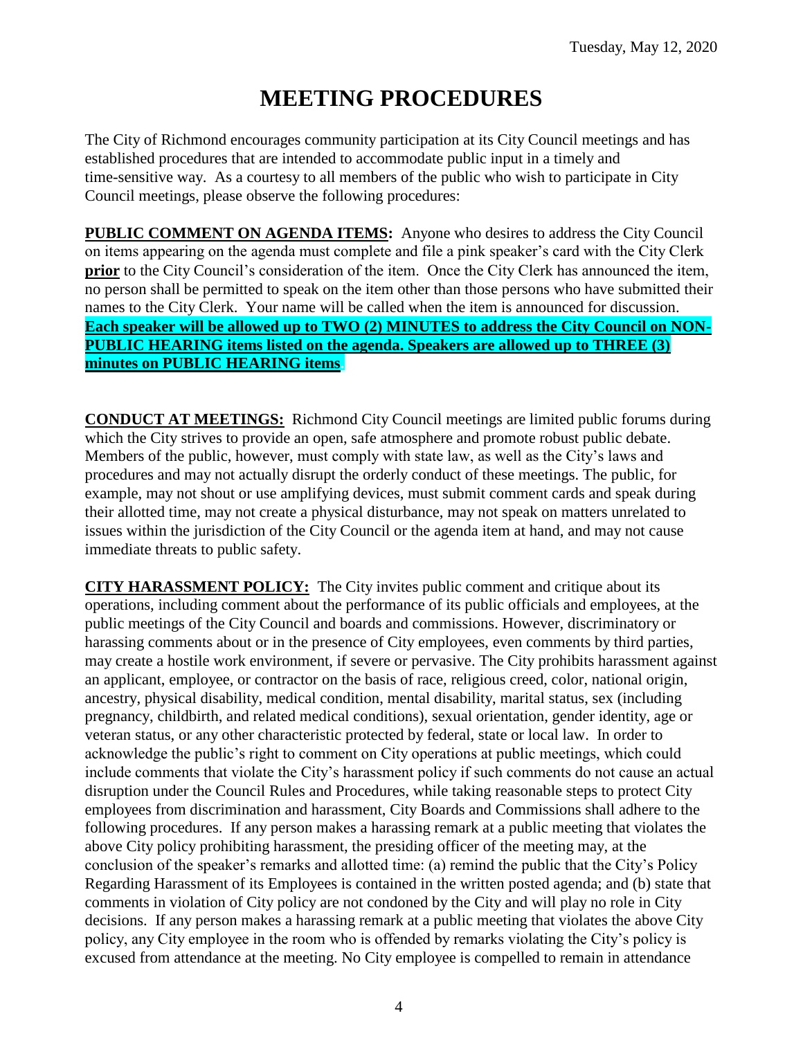# MEETING PROCEDURES

The City of Richmond encourages community participation at its City Council meetings and has established procedures that are intended to accommodate public input in a timely and time-sensitive way. As a courtesy to all members of the public who wish to participate in City Council meetings, please observe the following procedures:

**PUBLIC COMMENT ON AGENDA ITEMS:** Anyone who desires to address the City Council on items appearing on the agenda must complete and file a pink speaker's card with the City Clerk **prior** to the City Council's consideration of the item. Once the City Clerk has announced the item, no person shall be permitted to speak on the item other than those persons who have submitted their names to the City Clerk. Your name will be called when the item is announced for discussion. **Each speaker will be allowed up to TWO (2) MINUTES to address the City Council on NON-PUBLIC HEARING items listed on the agenda. Speakers are allowed up to THREE (3) minutes on PUBLIC HEARING items**.

**CONDUCT AT MEETINGS:** Richmond City Council meetings are limited public forums during which the City strives to provide an open, safe atmosphere and promote robust public debate. Members of the public, however, must comply with state law, as well as the City's laws and procedures and may not actually disrupt the orderly conduct of these meetings. The public, for example, may not shout or use amplifying devices, must submit comment cards and speak during their allotted time, may not create a physical disturbance, may not speak on matters unrelated to issues within the jurisdiction of the City Council or the agenda item at hand, and may not cause immediate threats to public safety.

**CITY HARASSMENT POLICY:** The City invites public comment and critique about its operations, including comment about the performance of its public officials and employees, at the public meetings of the City Council and boards and commissions. However, discriminatory or harassing comments about or in the presence of City employees, even comments by third parties, may create a hostile work environment, if severe or pervasive. The City prohibits harassment against an applicant, employee, or contractor on the basis of race, religious creed, color, national origin, ancestry, physical disability, medical condition, mental disability, marital status, sex (including pregnancy, childbirth, and related medical conditions), sexual orientation, gender identity, age or veteran status, or any other characteristic protected by federal, state or local law. In order to acknowledge the public's right to comment on City operations at public meetings, which could include comments that violate the City's harassment policy if such comments do not cause an actual disruption under the Council Rules and Procedures, while taking reasonable steps to protect City employees from discrimination and harassment, City Boards and Commissions shall adhere to the following procedures. If any person makes a harassing remark at a public meeting that violates the above City policy prohibiting harassment, the presiding officer of the meeting may, at the conclusion of the speaker's remarks and allotted time: (a) remind the public that the City's Policy Regarding Harassment of its Employees is contained in the written posted agenda; and (b) state that comments in violation of City policy are not condoned by the City and will play no role in City decisions. If any person makes a harassing remark at a public meeting that violates the above City policy, any City employee in the room who is offended by remarks violating the City's policy is excused from attendance at the meeting. No City employee is compelled to remain in attendance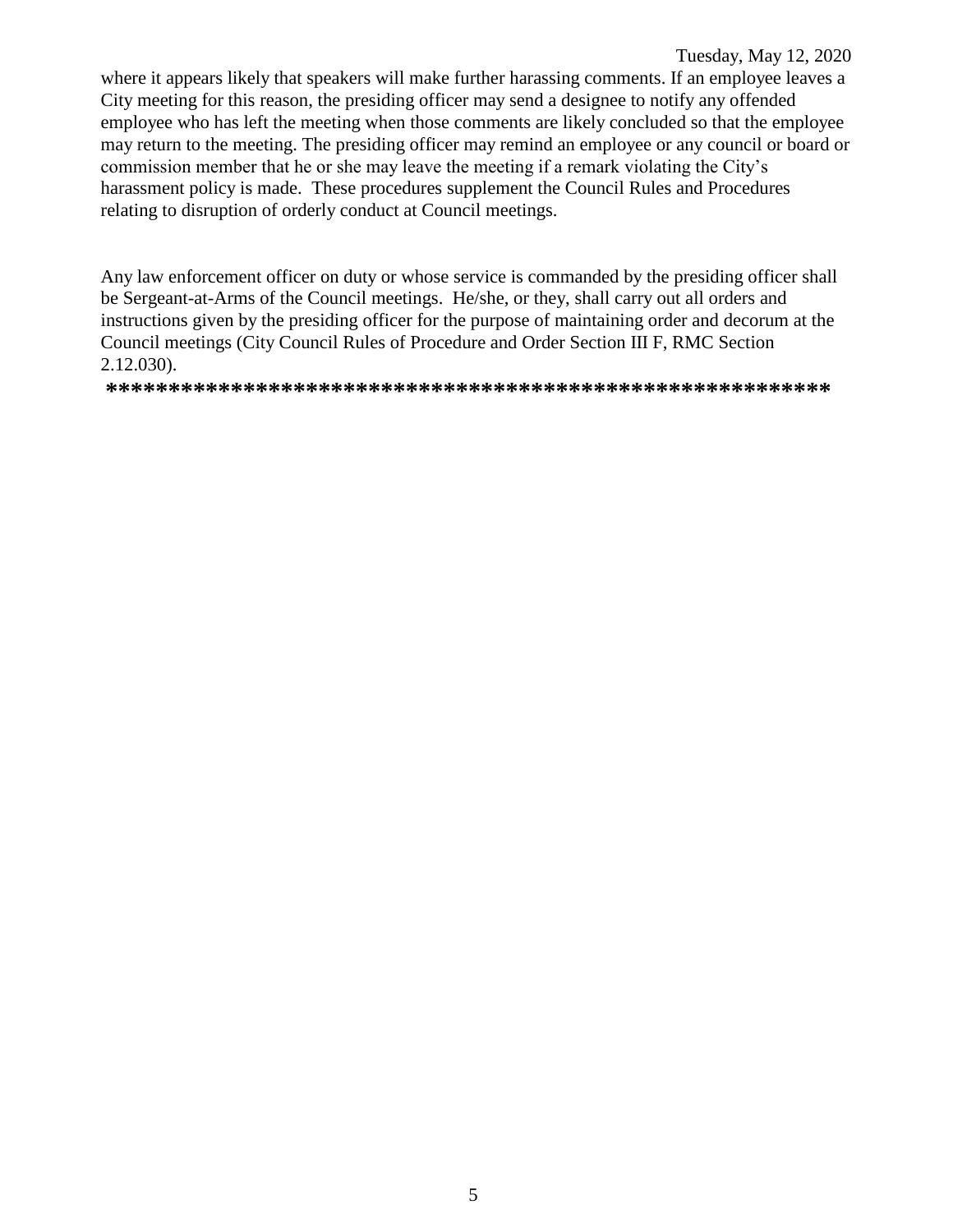where it appears likely that speakers will make further harassing comments. If an employee leaves a City meeting for this reason, the presiding officer may send a designee to notify any offended employee who has left the meeting when those comments are likely concluded so that the employee may return to the meeting. The presiding officer may remind an employee or any council or board or commission member that he or she may leave the meeting if a remark violating the City's harassment policy is made. These procedures supplement the Council Rules and Procedures relating to disruption of orderly conduct at Council meetings.

Any law enforcement officer on duty or whose service is commanded by the presiding officer shall be Sergeant-at-Arms of the Council meetings. He/she, or they, shall carry out all orders and instructions given by the presiding officer for the purpose of maintaining order and decorum at the Council meetings (City Council Rules of Procedure and Order Section III F, RMC Section 2.12.030).

**************************************************************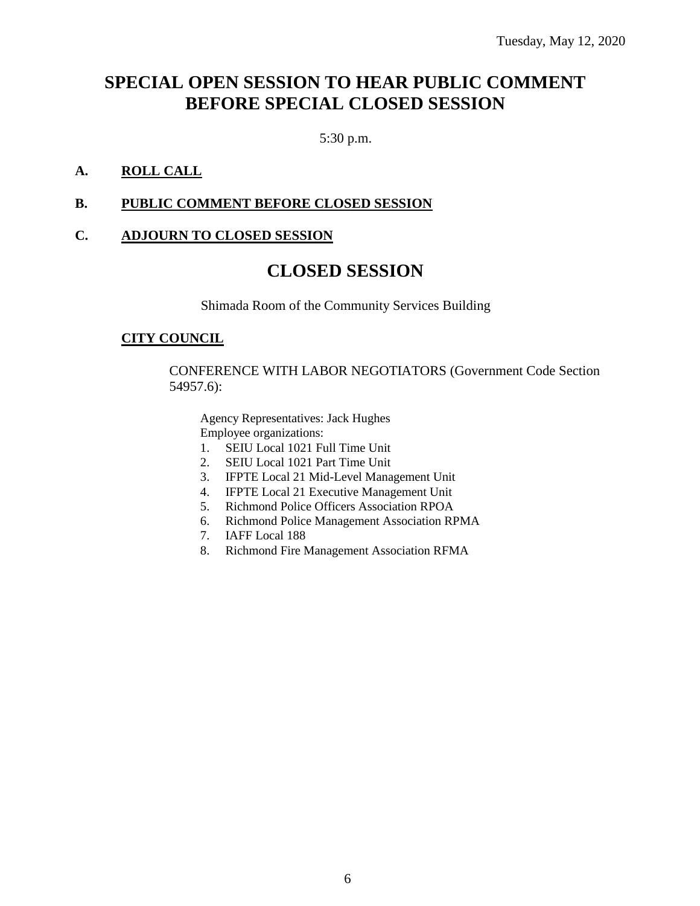Tuesday, May 12, 2020

# SPECIAL OPEN SESSION TO HEAR PUBLIC COMMENT BEFORE SPECIAL CLOSED SESSION

5:30 p.m.

**A. ROLL CALL**

**B. PUBLIC COMMENT BEFORE CLOSED SESSION**

**C. ADJOURN TO CLOSED SESSION**

# CLOSED SESSION

Shimada Room of the Community Services Building

**CITY COUNCIL**

CONFERENCE WITH LABOR NEGOTIATORS (Government Code Section 54957.6):

Agency Representatives: Jack Hughes
Employee organizations:

1. SEIU Local 1021 Full Time Unit
2. SEIU Local 1021 Part Time Unit
3. IFPTE Local 21 Mid-Level Management Unit
4. IFPTE Local 21 Executive Management Unit
5. Richmond Police Officers Association RPOA
6. Richmond Police Management Association RPMA
7. IAFF Local 188
8. Richmond Fire Management Association RFMA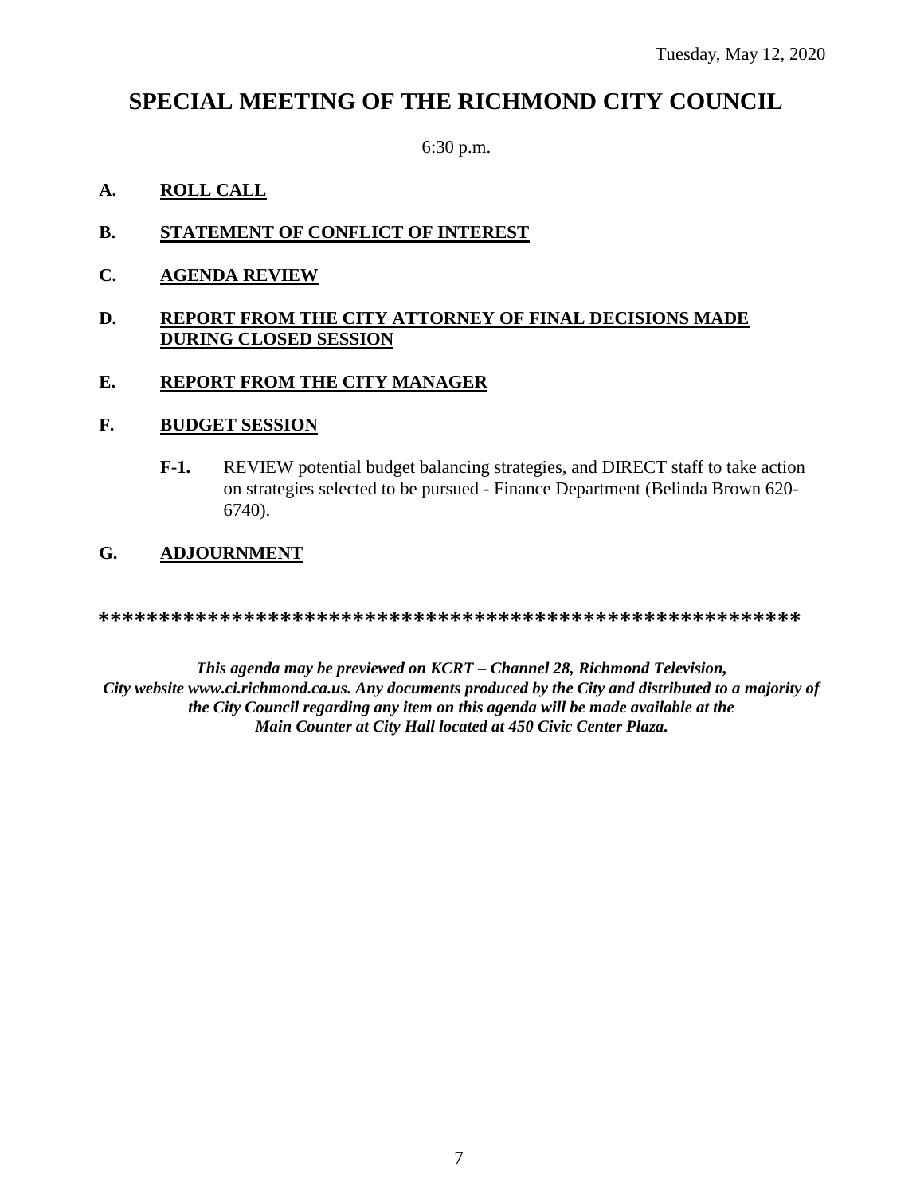Tuesday, May 12, 2020

# SPECIAL MEETING OF THE RICHMOND CITY COUNCIL

6:30 p.m.

**A. <u>ROLL CALL</u>**

**B. <u>STATEMENT OF CONFLICT OF INTEREST</u>**

**C. <u>AGENDA REVIEW</u>**

**D. <u>REPORT FROM THE CITY ATTORNEY OF FINAL DECISIONS MADE DURING CLOSED SESSION</u>**

**E. <u>REPORT FROM THE CITY MANAGER</u>**

**F. <u>BUDGET SESSION</u>**

**F-1.** REVIEW potential budget balancing strategies, and DIRECT staff to take action on strategies selected to be pursued - Finance Department (Belinda Brown 620-6740).

**G. <u>ADJOURNMENT</u>**

**\*\*\*\*\*\*\*\*\*\*\*\*\*\*\*\*\*\*\*\*\*\*\*\*\*\*\*\*\*\*\*\*\*\*\*\*\*\*\*\*\*\*\*\*\*\*\*\*\*\*\*\*\*\*\*\*\*\***

***This agenda may be previewed on KCRT – Channel 28, Richmond Television, City website www.ci.richmond.ca.us. Any documents produced by the City and distributed to a majority of the City Council regarding any item on this agenda will be made available at the Main Counter at City Hall located at 450 Civic Center Plaza.***